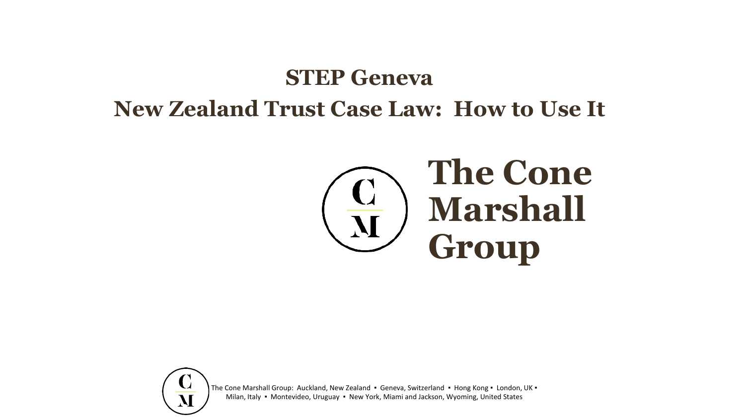# STEP Geneva

# New Zealand Trust Case Law: How to Use It

**The Cone Marshall Group**

The Cone Marshall Group: Auckland, New Zealand ▪ Geneva, Switzerland ▪ Hong Kong ▪ London, UK ▪ Milan, Italy ▪ Montevideo, Uruguay ▪ New York, Miami and Jackson, Wyoming, United States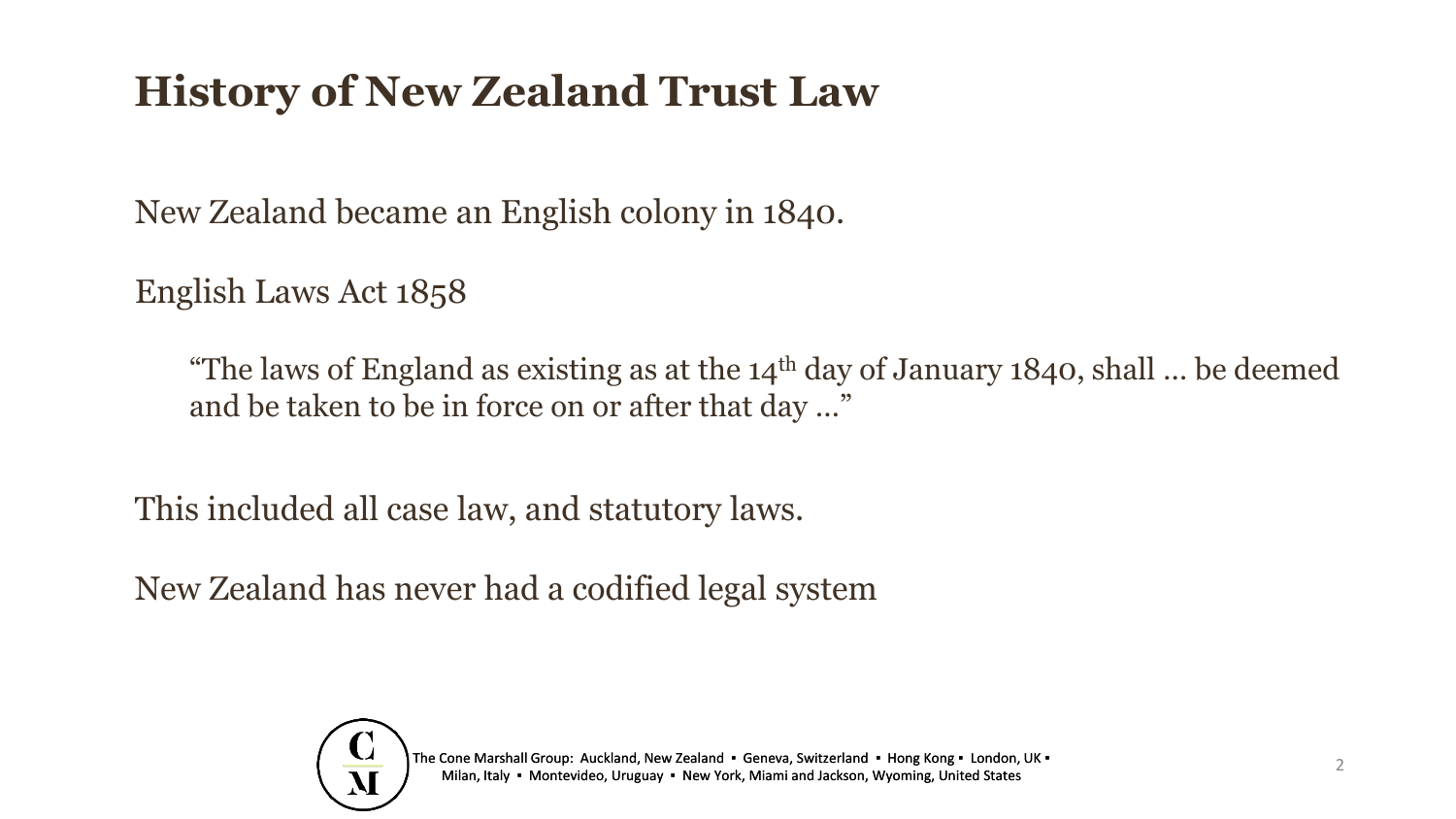# History of New Zealand Trust Law

New Zealand became an English colony in 1840.

English Laws Act 1858

> "The laws of England as existing as at the 14th day of January 1840, shall … be deemed and be taken to be in force on or after that day …"

This included all case law, and statutory laws.

New Zealand has never had a codified legal system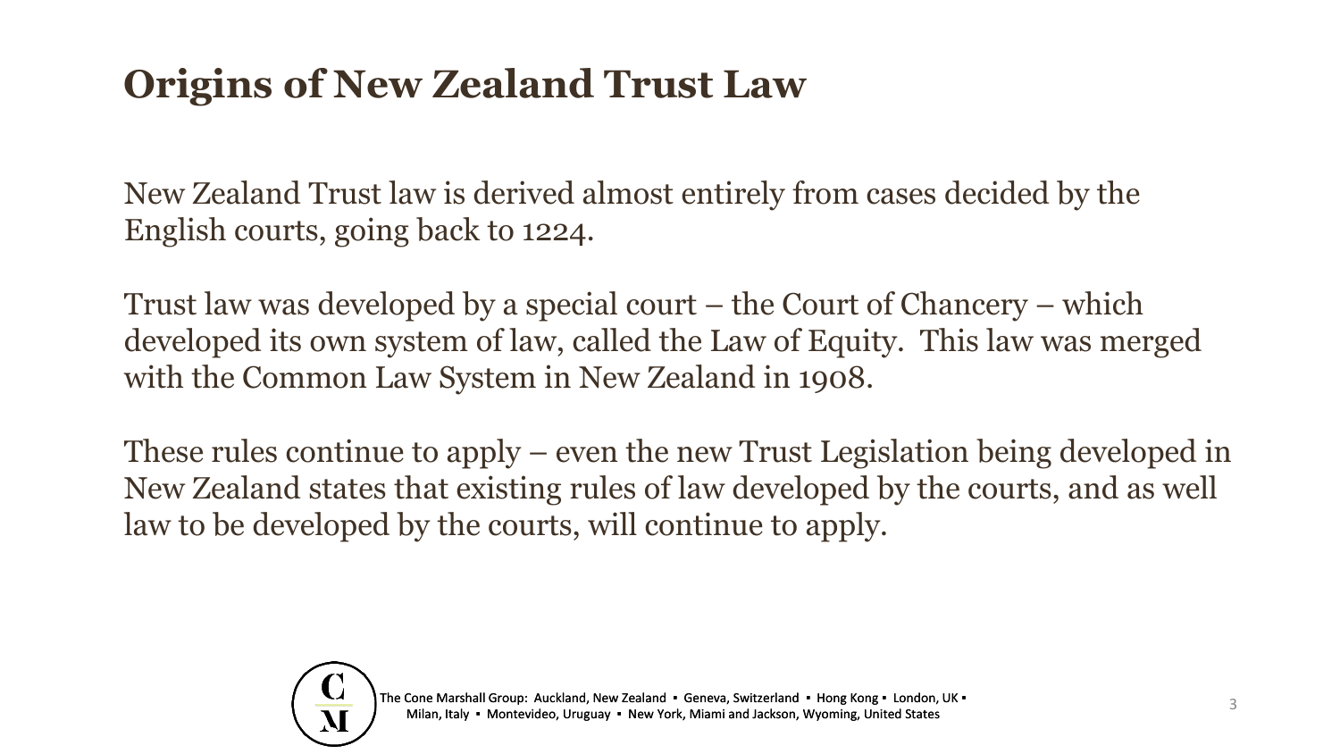# Origins of New Zealand Trust Law

New Zealand Trust law is derived almost entirely from cases decided by the English courts, going back to 1224.

Trust law was developed by a special court – the Court of Chancery – which developed its own system of law, called the Law of Equity. This law was merged with the Common Law System in New Zealand in 1908.

These rules continue to apply – even the new Trust Legislation being developed in New Zealand states that existing rules of law developed by the courts, and as well law to be developed by the courts, will continue to apply.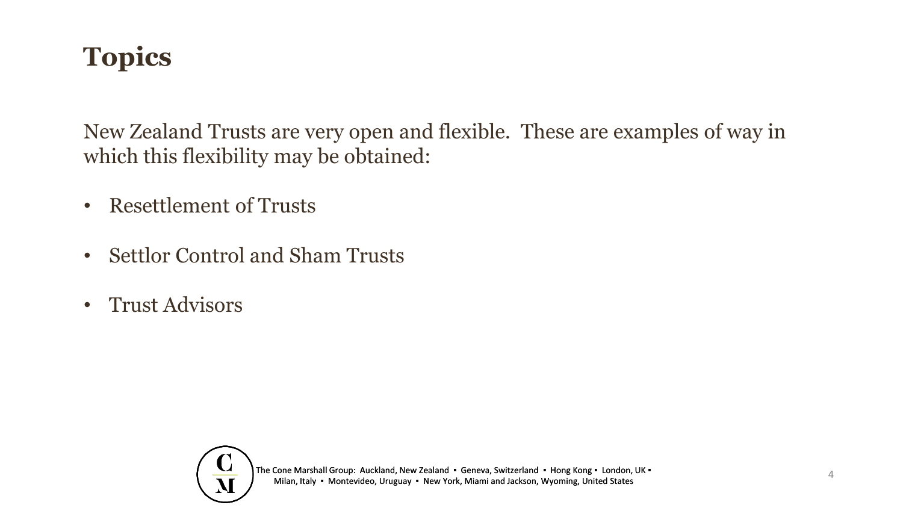# Topics

New Zealand Trusts are very open and flexible. These are examples of way in which this flexibility may be obtained:

- Resettlement of Trusts
- Settlor Control and Sham Trusts
- Trust Advisors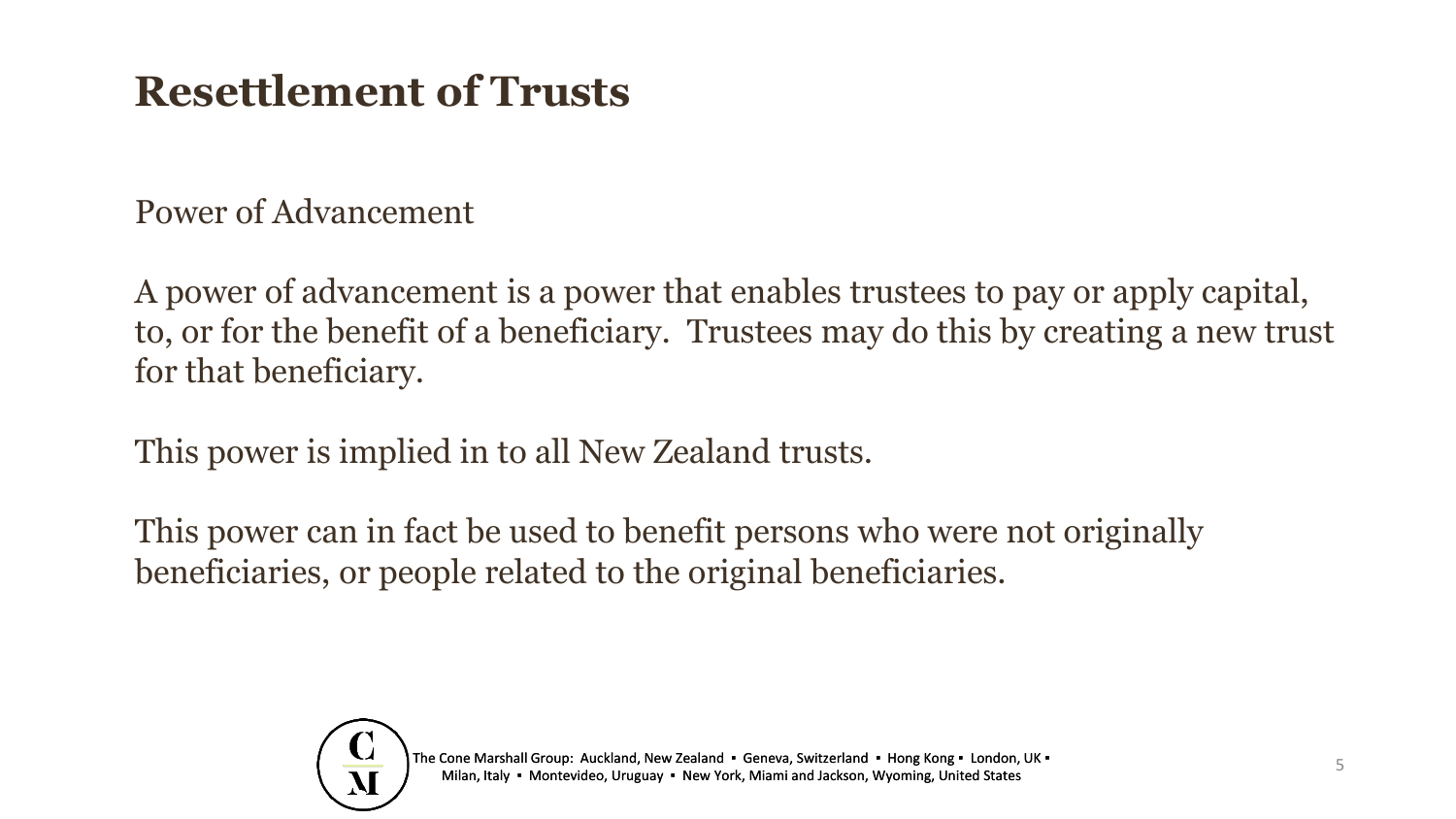# Resettlement of Trusts

Power of Advancement

A power of advancement is a power that enables trustees to pay or apply capital, to, or for the benefit of a beneficiary. Trustees may do this by creating a new trust for that beneficiary.

This power is implied in to all New Zealand trusts.

This power can in fact be used to benefit persons who were not originally beneficiaries, or people related to the original beneficiaries.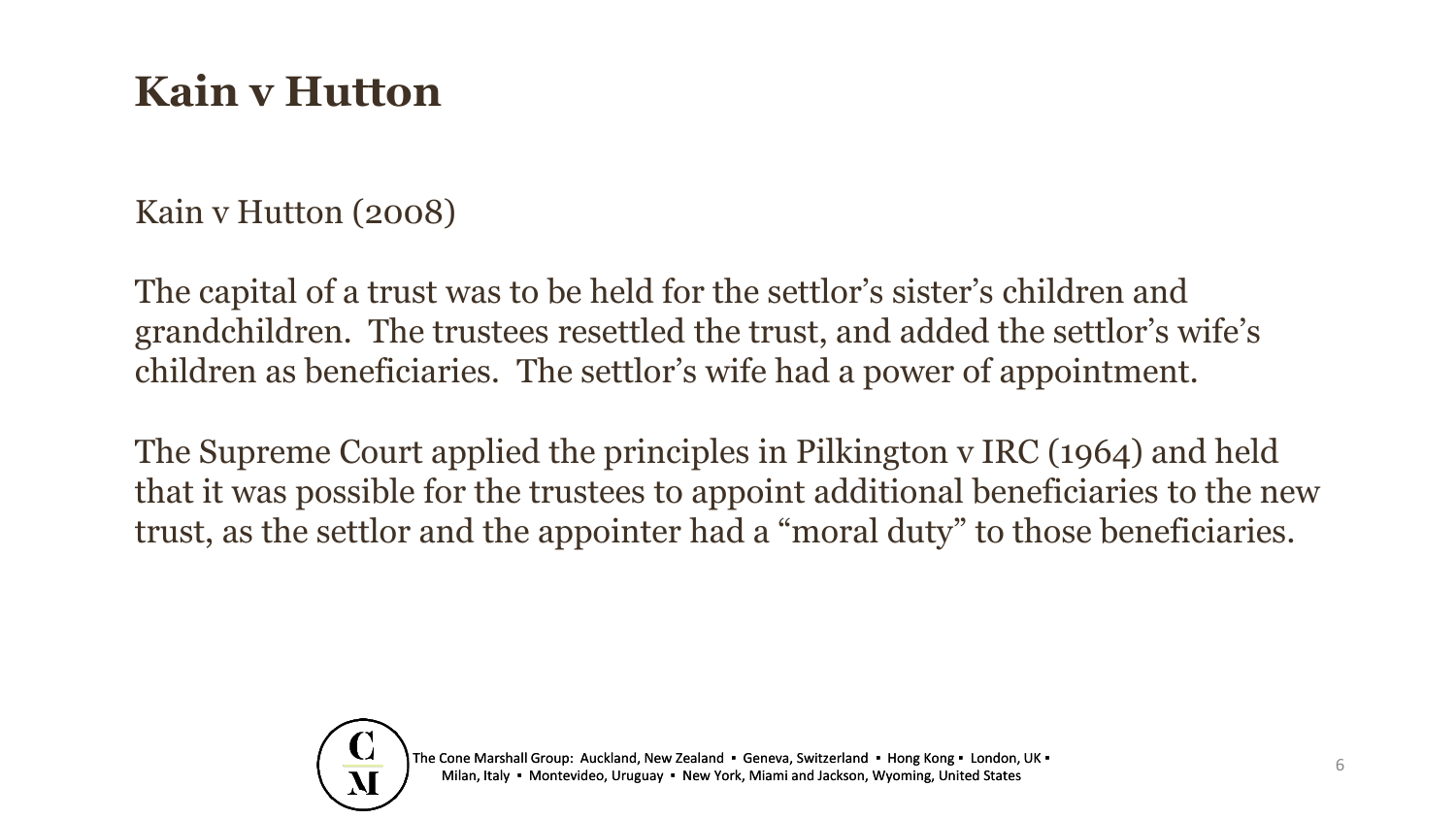# Kain v Hutton

Kain v Hutton (2008)

The capital of a trust was to be held for the settlor's sister's children and grandchildren. The trustees resettled the trust, and added the settlor's wife's children as beneficiaries. The settlor's wife had a power of appointment.

The Supreme Court applied the principles in Pilkington v IRC (1964) and held that it was possible for the trustees to appoint additional beneficiaries to the new trust, as the settlor and the appointer had a "moral duty" to those beneficiaries.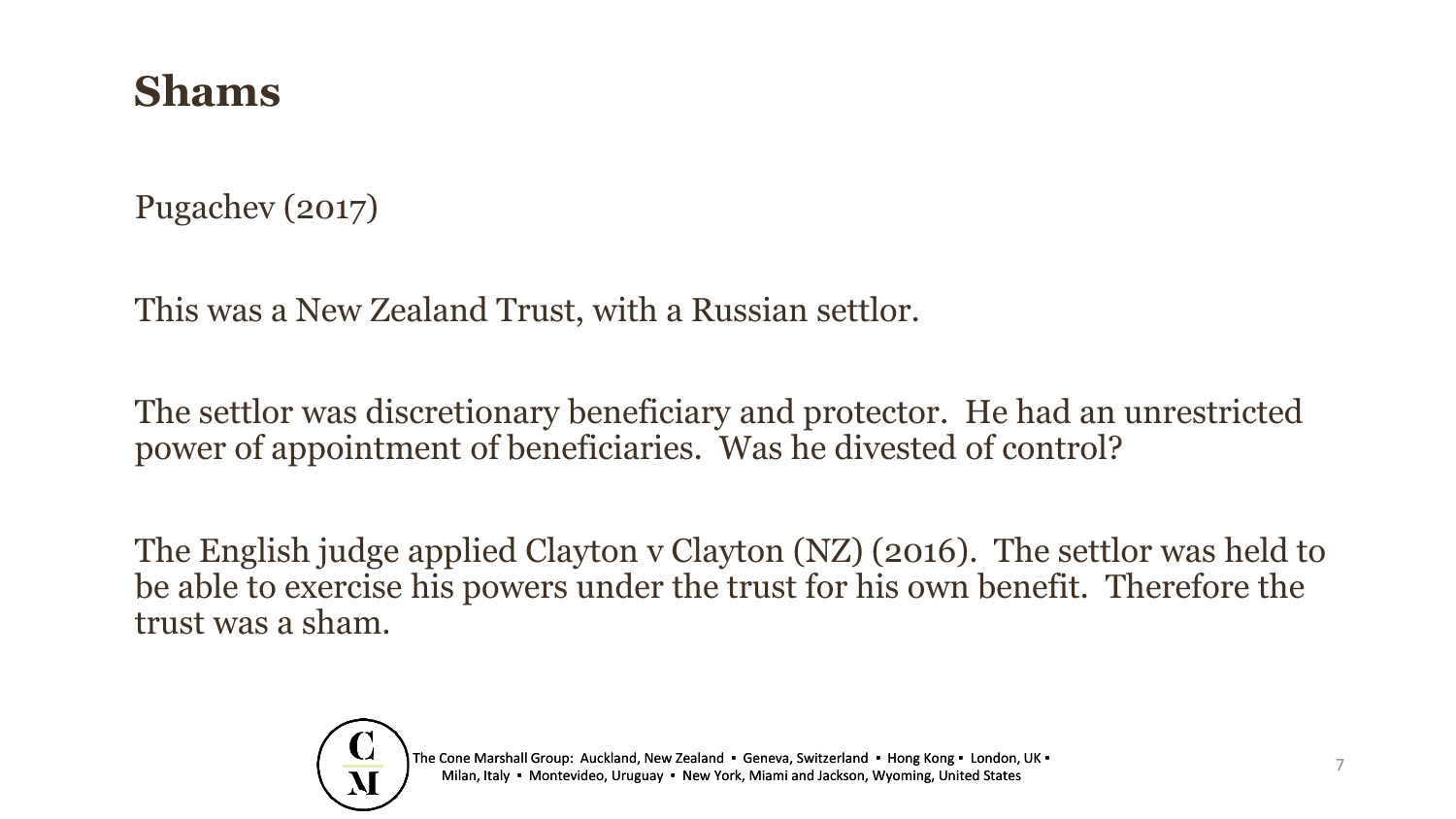# Shams

Pugachev (2017)

This was a New Zealand Trust, with a Russian settlor.

The settlor was discretionary beneficiary and protector. He had an unrestricted power of appointment of beneficiaries. Was he divested of control?

The English judge applied Clayton v Clayton (NZ) (2016). The settlor was held to be able to exercise his powers under the trust for his own benefit. Therefore the trust was a sham.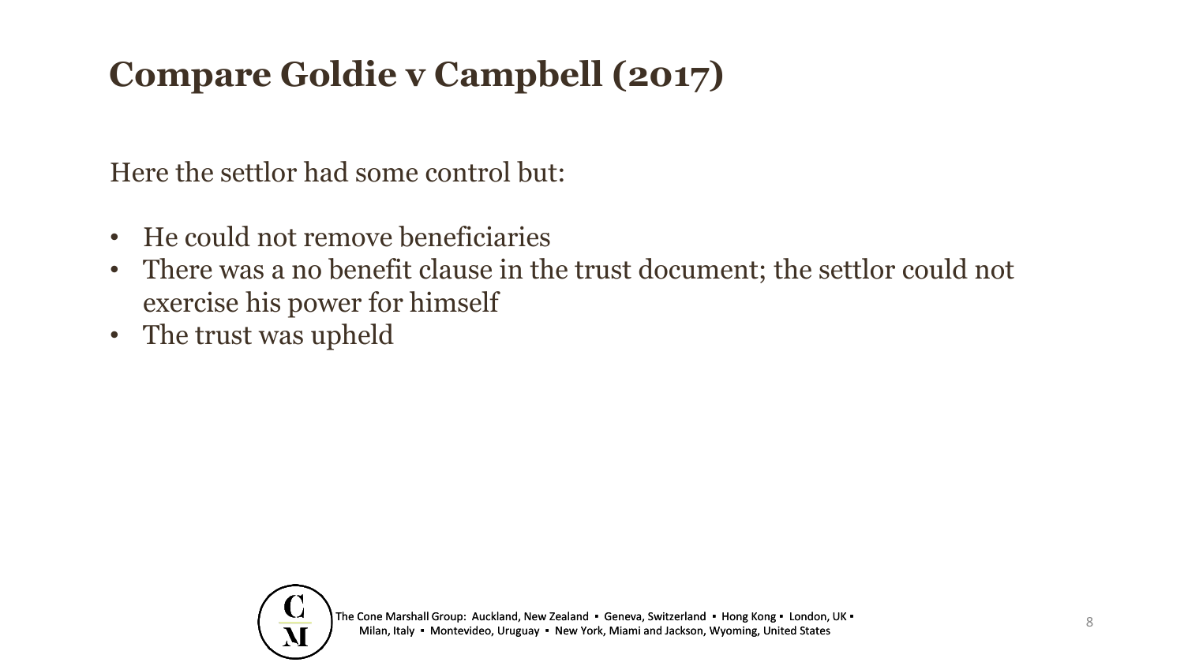# Compare Goldie v Campbell (2017)

Here the settlor had some control but:

- He could not remove beneficiaries
- There was a no benefit clause in the trust document; the settlor could not exercise his power for himself
- The trust was upheld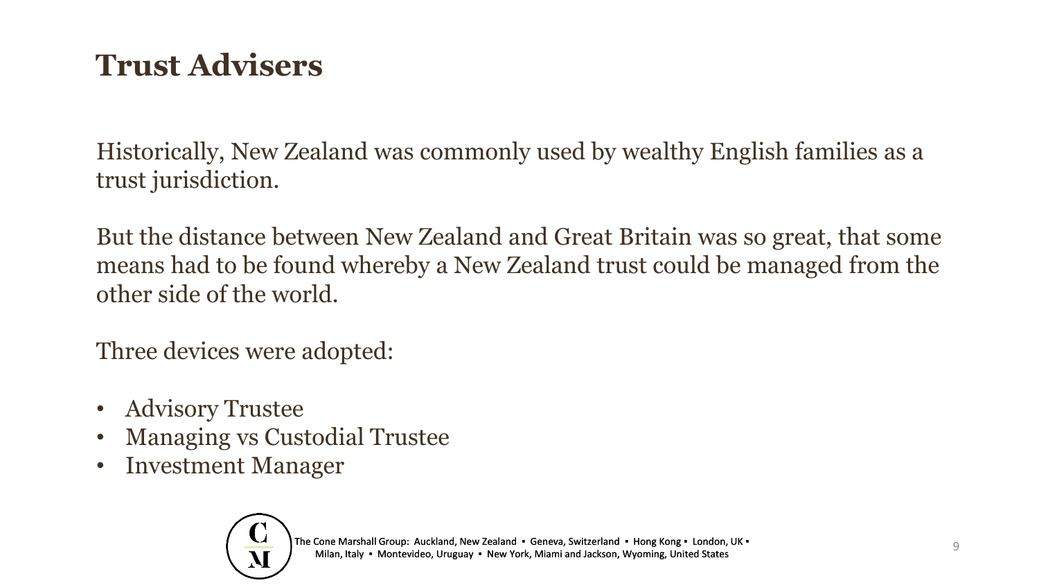# Trust Advisers

Historically, New Zealand was commonly used by wealthy English families as a trust jurisdiction.

But the distance between New Zealand and Great Britain was so great, that some means had to be found whereby a New Zealand trust could be managed from the other side of the world.

Three devices were adopted:

- Advisory Trustee
- Managing vs Custodial Trustee
- Investment Manager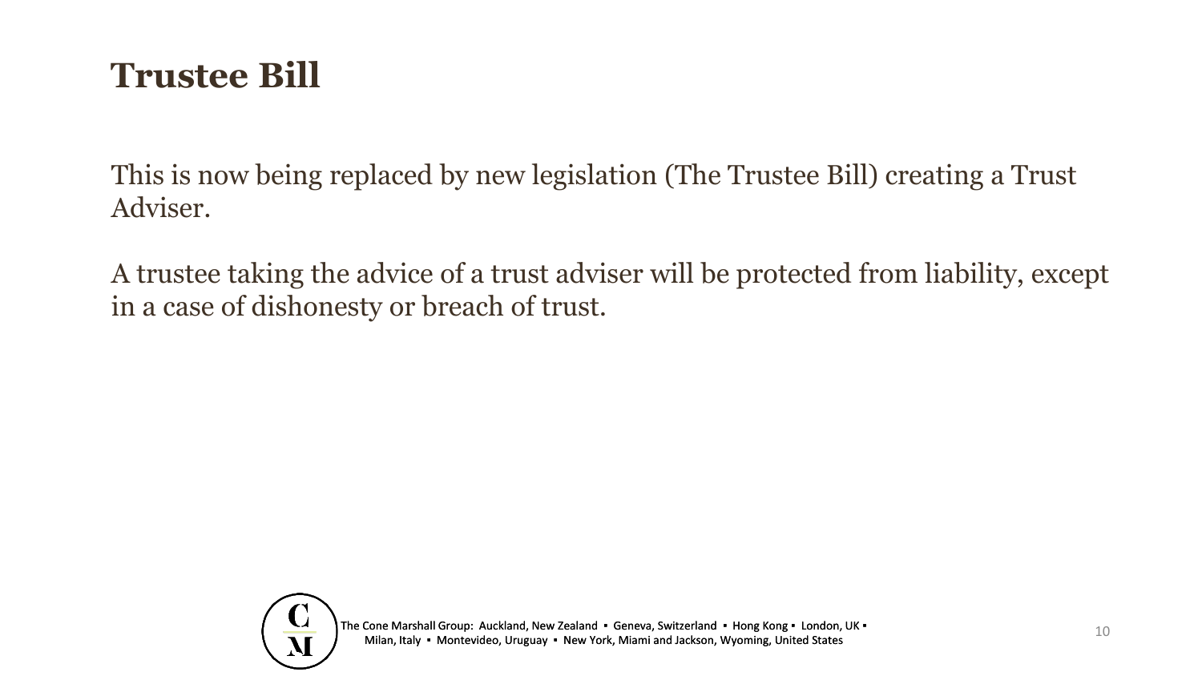# Trustee Bill

This is now being replaced by new legislation (The Trustee Bill) creating a Trust Adviser.

A trustee taking the advice of a trust adviser will be protected from liability, except in a case of dishonesty or breach of trust.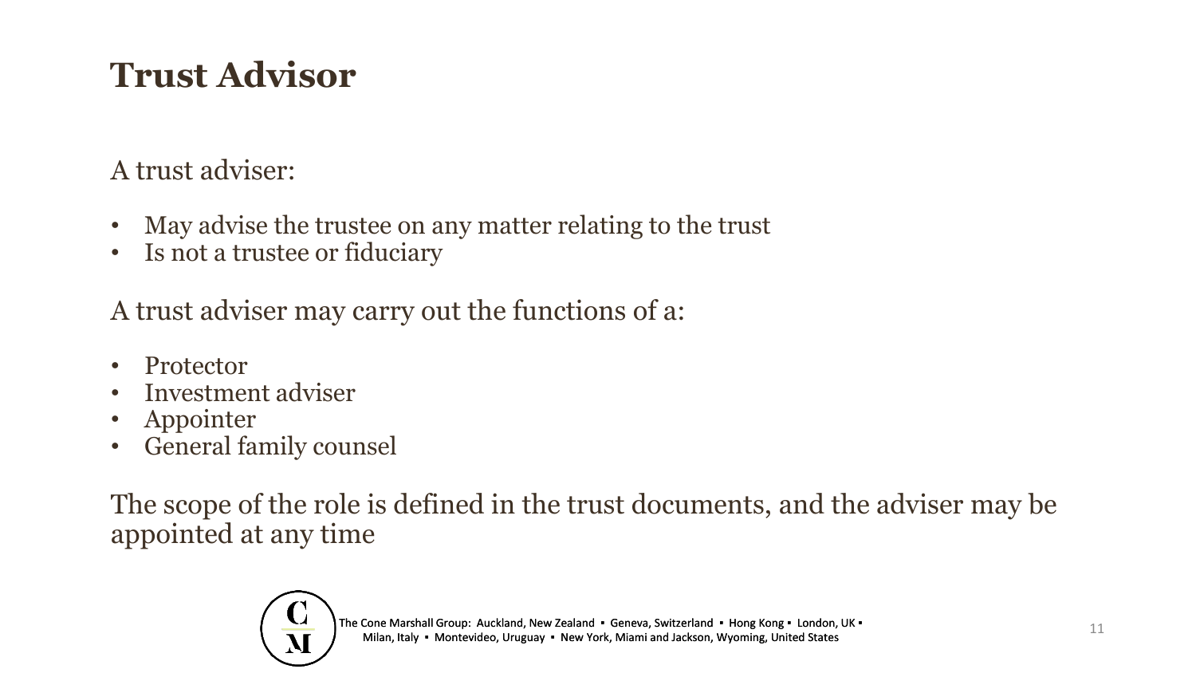# Trust Advisor

A trust adviser:

- May advise the trustee on any matter relating to the trust
- Is not a trustee or fiduciary

A trust adviser may carry out the functions of a:

- Protector
- Investment adviser
- Appointer
- General family counsel

The scope of the role is defined in the trust documents, and the adviser may be appointed at any time